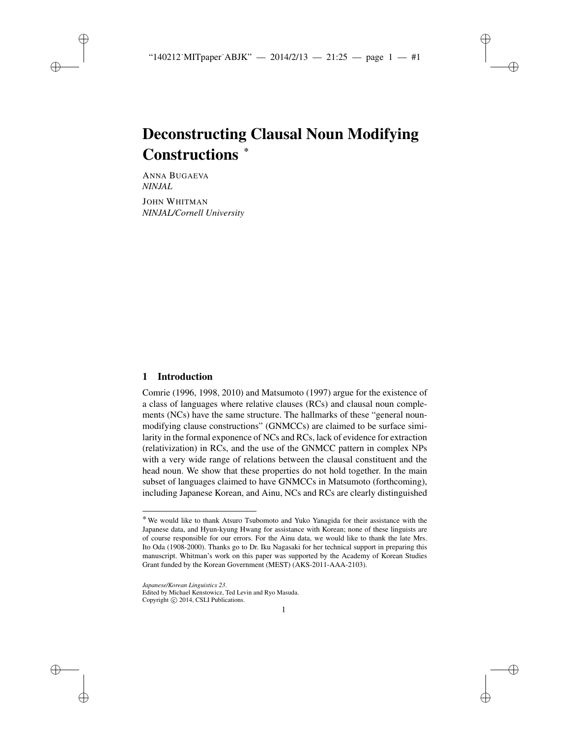# Deconstructing Clausal Noun Modifying Constructions *

ANNA BUGAEVA
*NINJAL*

JOHN WHITMAN
*NINJAL/Cornell University*

## 1 Introduction

Comrie (1996, 1998, 2010) and Matsumoto (1997) argue for the existence of a class of languages where relative clauses (RCs) and clausal noun complements (NCs) have the same structure. The hallmarks of these "general noun-modifying clause constructions" (GNMCCs) are claimed to be surface similarity in the formal exponence of NCs and RCs, lack of evidence for extraction (relativization) in RCs, and the use of the GNMCC pattern in complex NPs with a very wide range of relations between the clausal constituent and the head noun. We show that these properties do not hold together. In the main subset of languages claimed to have GNMCCs in Matsumoto (forthcoming), including Japanese Korean, and Ainu, NCs and RCs are clearly distinguished

---

* We would like to thank Atsuro Tsubomoto and Yuko Yanagida for their assistance with the Japanese data, and Hyun-kyung Hwang for assistance with Korean; none of these linguists are of course responsible for our errors. For the Ainu data, we would like to thank the late Mrs. Ito Oda (1908-2000). Thanks go to Dr. Iku Nagasaki for her technical support in preparing this manuscript. Whitman's work on this paper was supported by the Academy of Korean Studies Grant funded by the Korean Government (MEST) (AKS-2011-AAA-2103).

*Japanese/Korean Linguistics 23*.
Edited by Michael Kenstowicz, Ted Levin and Ryo Masuda.
Copyright © 2014, CSLI Publications.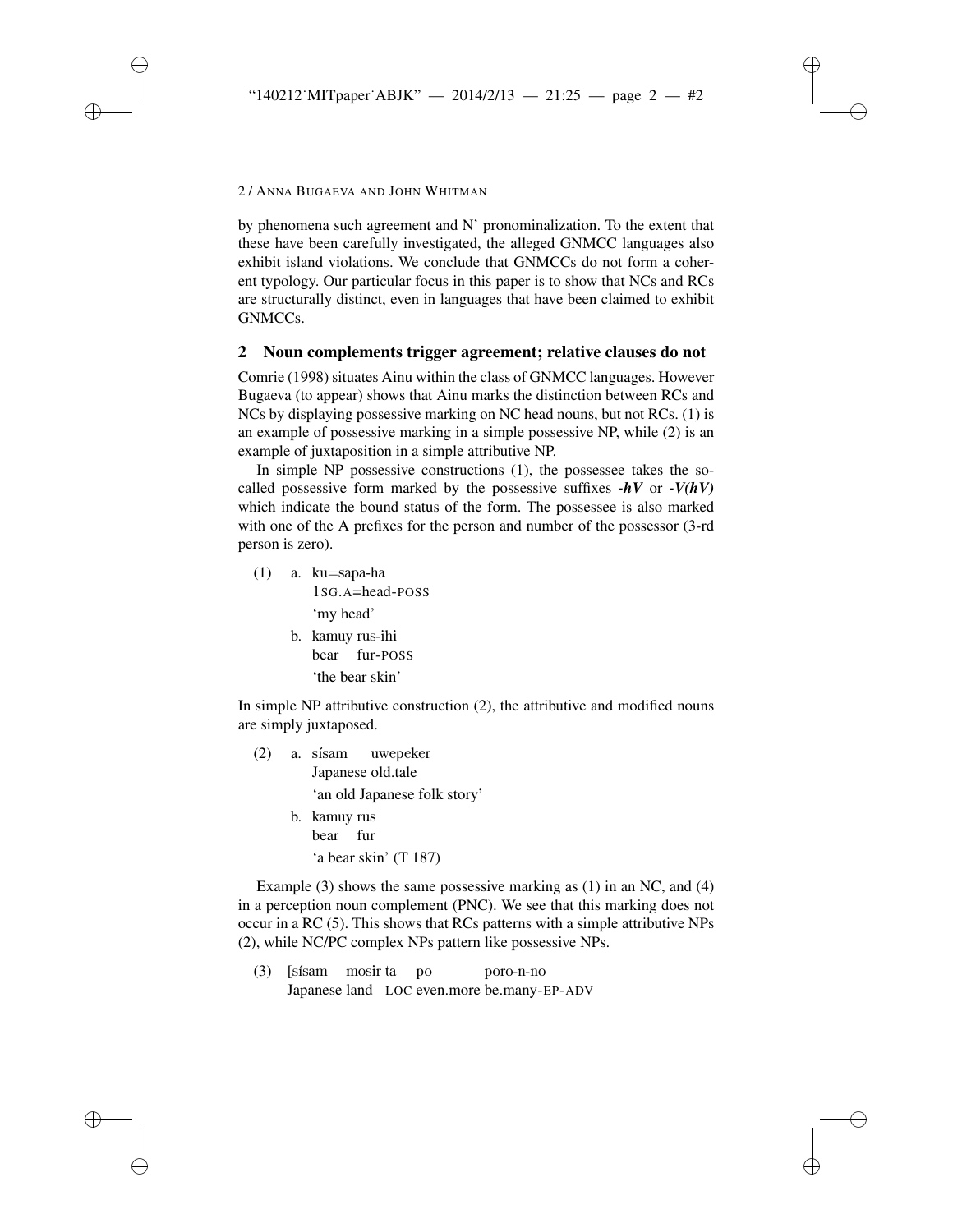by phenomena such agreement and N' pronominalization. To the extent that these have been carefully investigated, the alleged GNMCC languages also exhibit island violations. We conclude that GNMCCs do not form a coherent typology. Our particular focus in this paper is to show that NCs and RCs are structurally distinct, even in languages that have been claimed to exhibit GNMCCs.

## 2 Noun complements trigger agreement; relative clauses do not

Comrie (1998) situates Ainu within the class of GNMCC languages. However Bugaeva (to appear) shows that Ainu marks the distinction between RCs and NCs by displaying possessive marking on NC head nouns, but not RCs. (1) is an example of possessive marking in a simple possessive NP, while (2) is an example of juxtaposition in a simple attributive NP.

In simple NP possessive constructions (1), the possessee takes the so-called possessive form marked by the possessive suffixes ***-hV*** or ***-V(hV)*** which indicate the bound status of the form. The possessee is also marked with one of the A prefixes for the person and number of the possessor (3-rd person is zero).

(1) a. ku=sapa-ha
    1SG.A=head-POSS
    'my head'

  b. kamuy rus-ihi
    bear fur-POSS
    'the bear skin'

In simple NP attributive construction (2), the attributive and modified nouns are simply juxtaposed.

(2) a. sísam uwepeker
    Japanese old.tale
    'an old Japanese folk story'

  b. kamuy rus
    bear fur
    'a bear skin' (T 187)

Example (3) shows the same possessive marking as (1) in an NC, and (4) in a perception noun complement (PNC). We see that this marking does not occur in a RC (5). This shows that RCs patterns with a simple attributive NPs (2), while NC/PC complex NPs pattern like possessive NPs.

(3) [sísam mosir ta po poro-n-no
  Japanese land LOC even.more be.many-EP-ADV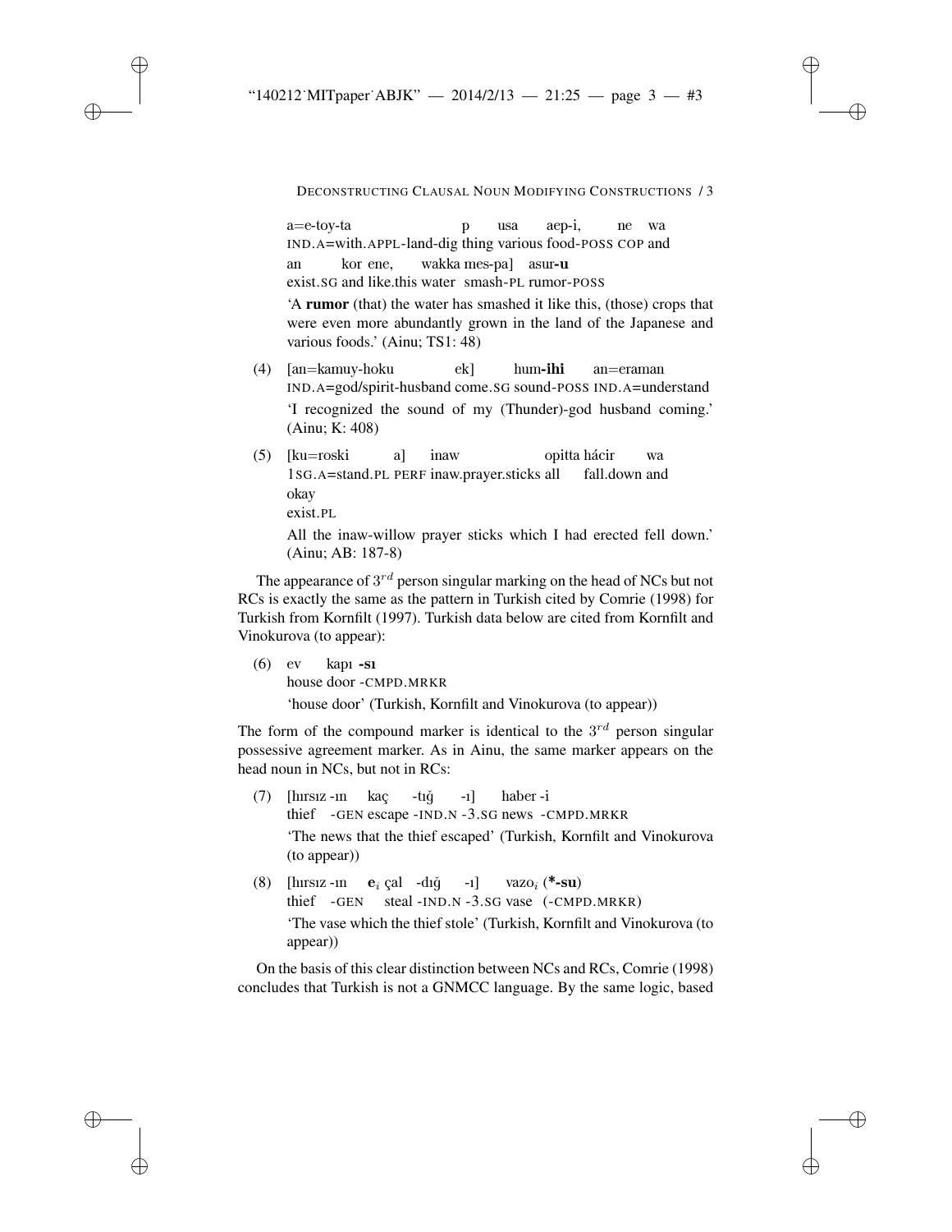a=e-toy-ta p usa aep-i, ne wa
IND.A=with.APPL-land-dig thing various food-POSS COP and
an kor ene, wakka mes-pa] asur-**u**
exist.SG and like.this water smash-PL rumor-POSS

'A **rumor** (that) the water has smashed it like this, (those) crops that were even more abundantly grown in the land of the Japanese and various foods.' (Ainu; TS1: 48)

(4) [an=kamuy-hoku ek] hum-**ihi** an=eraman
IND.A=god/spirit-husband come.SG sound-POSS IND.A=understand

'I recognized the sound of my (Thunder)-god husband coming.' (Ainu; K: 408)

(5) [ku=roski a] inaw opitta hácir wa
1SG.A=stand.PL PERF inaw.prayer.sticks all fall.down and
okay
exist.PL

All the inaw-willow prayer sticks which I had erected fell down.' (Ainu; AB: 187-8)

The appearance of $3^{rd}$ person singular marking on the head of NCs but not RCs is exactly the same as the pattern in Turkish cited by Comrie (1998) for Turkish from Kornfilt (1997). Turkish data below are cited from Kornfilt and Vinokurova (to appear):

(6) ev kapı **-sı**
house door -CMPD.MRKR

'house door' (Turkish, Kornfilt and Vinokurova (to appear))

The form of the compound marker is identical to the $3^{rd}$ person singular possessive agreement marker. As in Ainu, the same marker appears on the head noun in NCs, but not in RCs:

(7) [hırsız -ın kaç -tığ -ı] haber -i
thief -GEN escape -IND.N -3.SG news -CMPD.MRKR

'The news that the thief escaped' (Turkish, Kornfilt and Vinokurova (to appear))

(8) [hırsız -ın **e**$_i$ çal -dığ -ı] vazo$_i$ (***-su**)
thief -GEN steal -IND.N -3.SG vase (-CMPD.MRKR)

'The vase which the thief stole' (Turkish, Kornfilt and Vinokurova (to appear))

On the basis of this clear distinction between NCs and RCs, Comrie (1998) concludes that Turkish is not a GNMCC language. By the same logic, based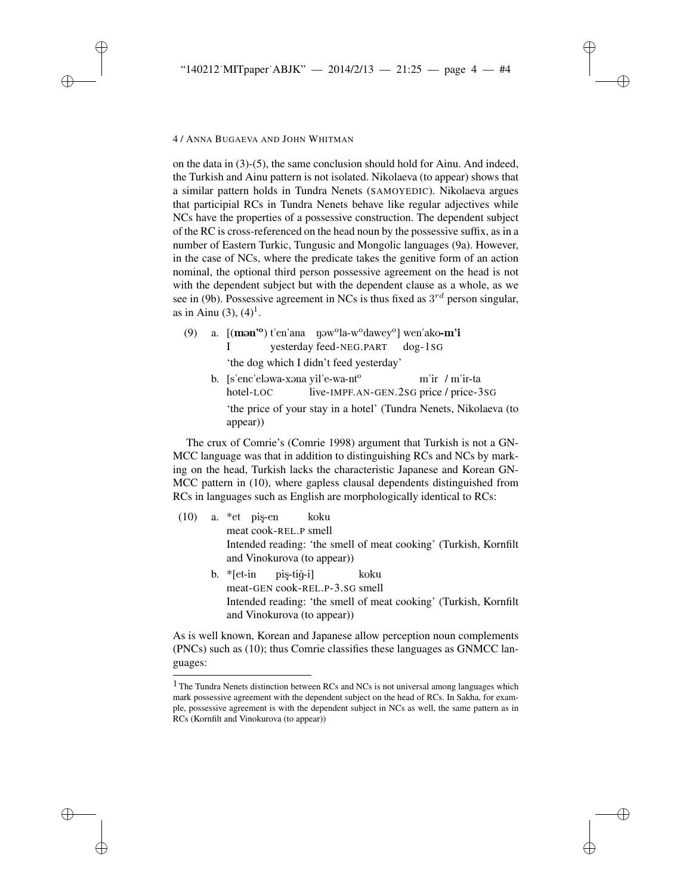on the data in (3)-(5), the same conclusion should hold for Ainu. And indeed, the Turkish and Ainu pattern is not isolated. Nikolaeva (to appear) shows that a similar pattern holds in Tundra Nenets (SAMOYEDIC). Nikolaeva argues that participial RCs in Tundra Nenets behave like regular adjectives while NCs have the properties of a possessive construction. The dependent subject of the RC is cross-referenced on the head noun by the possessive suffix, as in a number of Eastern Turkic, Tungusic and Mongolic languages (9a). However, in the case of NCs, where the predicate takes the genitive form of an action nominal, the optional third person possessive agreement on the head is not with the dependent subject but with the dependent clause as a whole, as we see in (9b). Possessive agreement in NCs is thus fixed as $3^{rd}$ person singular, as in Ainu (3), (4)[1].

(9) a. [(**mənʼº**) tʼenʼana ŋəwºla-wºdaweyº] wenʼako-**mʼi**
   I yesterday feed-NEG.PART dog-1SG
   'the dog which I didn't feed yesterday'

   b. [sʼencʼeləwa-xəna yilʼe-wa-ntº mʼir / mʼir-ta
   hotel-LOC live-IMPF.AN-GEN.2SG price / price-3SG
   'the price of your stay in a hotel' (Tundra Nenets, Nikolaeva (to appear))

The crux of Comrie's (Comrie 1998) argument that Turkish is not a GNMCC language was that in addition to distinguishing RCs and NCs by marking on the head, Turkish lacks the characteristic Japanese and Korean GNMCC pattern in (10), where gapless clausal dependents distinguished from RCs in languages such as English are morphologically identical to RCs:

(10) a. *et piş-en koku
   meat cook-REL.P smell
   Intended reading: 'the smell of meat cooking' (Turkish, Kornfilt and Vinokurova (to appear))

   b. *[et-in piş-tiğ-i] koku
   meat-GEN cook-REL.P-3.SG smell
   Intended reading: 'the smell of meat cooking' (Turkish, Kornfilt and Vinokurova (to appear))

As is well known, Korean and Japanese allow perception noun complements (PNCs) such as (10); thus Comrie classifies these languages as GNMCC languages:

[1] The Tundra Nenets distinction between RCs and NCs is not universal among languages which mark possessive agreement with the dependent subject on the head of RCs. In Sakha, for example, possessive agreement is with the dependent subject in NCs as well, the same pattern as in RCs (Kornfilt and Vinokurova (to appear))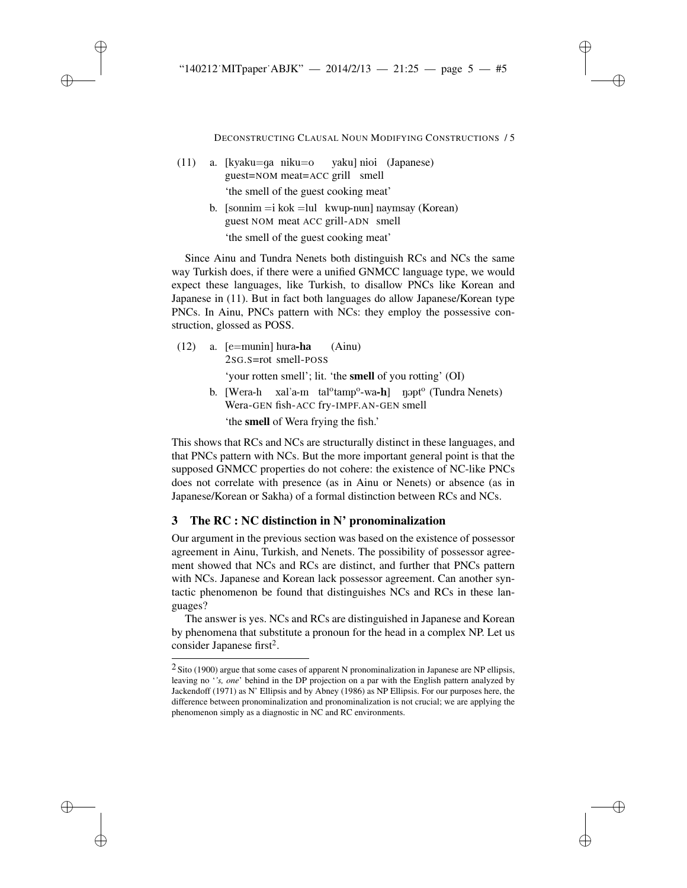(11) a. [kyaku=ga niku=o yaku] nioi (Japanese)
guest=NOM meat=ACC grill smell
'the smell of the guest cooking meat'

b. [sonnim =i kok =lul kwup-nun] naymsay (Korean)
guest NOM meat ACC grill-ADN smell
'the smell of the guest cooking meat'

Since Ainu and Tundra Nenets both distinguish RCs and NCs the same way Turkish does, if there were a unified GNMCC language type, we would expect these languages, like Turkish, to disallow PNCs like Korean and Japanese in (11). But in fact both languages do allow Japanese/Korean type PNCs. In Ainu, PNCs pattern with NCs: they employ the possessive construction, glossed as POSS.

(12) a. [e=munin] hura-**ha** (Ainu)
2SG.S=rot smell-POSS
'your rotten smell'; lit. 'the **smell** of you rotting' (OI)

b. [Wera-h xal'a-m tal°tamp°-wa-**h**] ŋəpt° (Tundra Nenets)
Wera-GEN fish-ACC fry-IMPF.AN-GEN smell
'the **smell** of Wera frying the fish.'

This shows that RCs and NCs are structurally distinct in these languages, and that PNCs pattern with NCs. But the more important general point is that the supposed GNMCC properties do not cohere: the existence of NC-like PNCs does not correlate with presence (as in Ainu or Nenets) or absence (as in Japanese/Korean or Sakha) of a formal distinction between RCs and NCs.

## 3 The RC : NC distinction in N' pronominalization

Our argument in the previous section was based on the existence of possessor agreement in Ainu, Turkish, and Nenets. The possibility of possessor agreement showed that NCs and RCs are distinct, and further that PNCs pattern with NCs. Japanese and Korean lack possessor agreement. Can another syntactic phenomenon be found that distinguishes NCs and RCs in these languages?

The answer is yes. NCs and RCs are distinguished in Japanese and Korean by phenomena that substitute a pronoun for the head in a complex NP. Let us consider Japanese first[2].

[2] Sito (1900) argue that some cases of apparent N pronominalization in Japanese are NP ellipsis, leaving no '*'s, one*' behind in the DP projection on a par with the English pattern analyzed by Jackendoff (1971) as N' Ellipsis and by Abney (1986) as NP Ellipsis. For our purposes here, the difference between pronominalization and pronominalization is not crucial; we are applying the phenomenon simply as a diagnostic in NC and RC environments.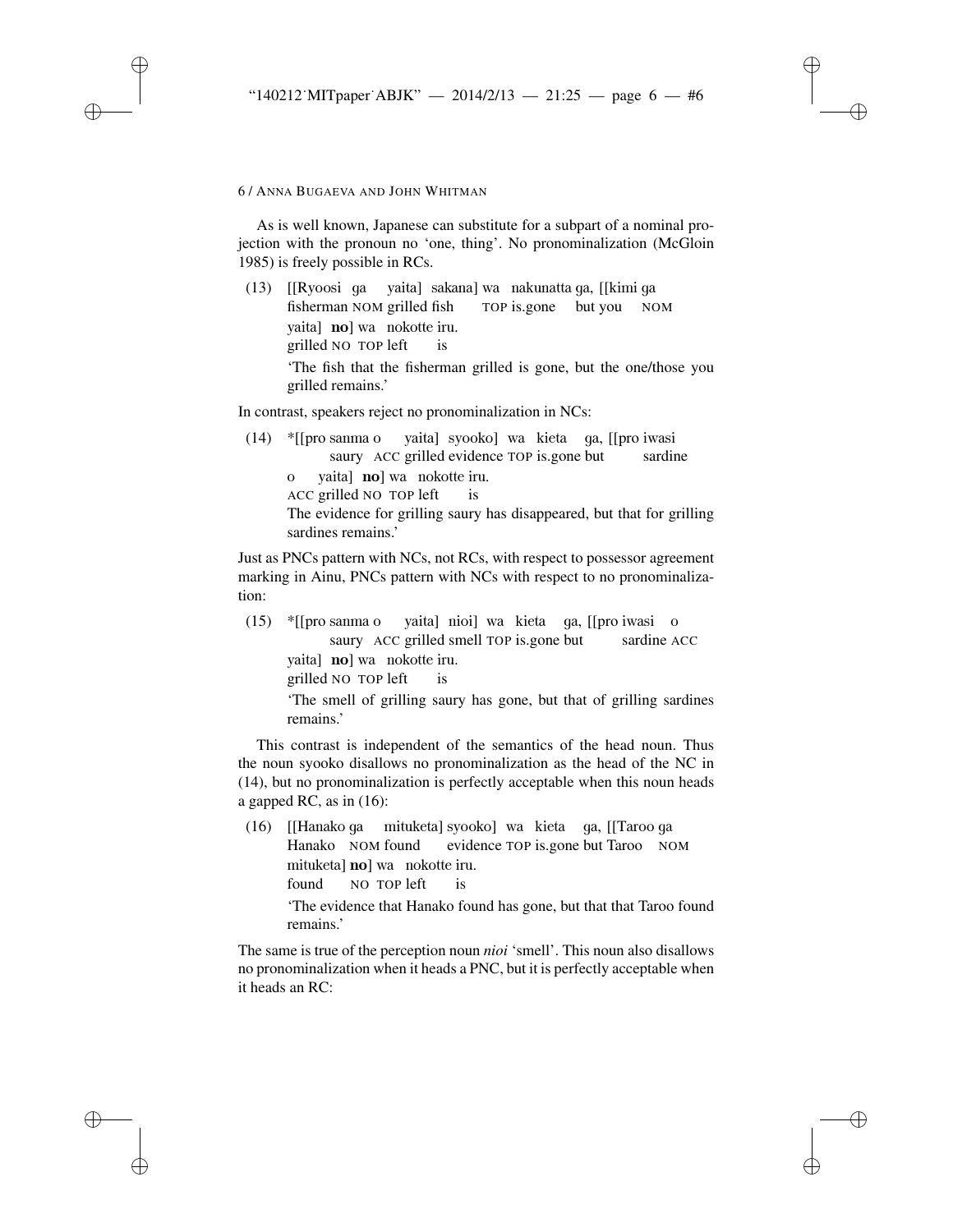As is well known, Japanese can substitute for a subpart of a nominal projection with the pronoun no 'one, thing'. No pronominalization (McGloin 1985) is freely possible in RCs.

(13) [[Ryoosi ga yaita] sakana] wa nakunatta ga, [[kimi ga yaita] **no**] wa nokotte iru.
fisherman NOM grilled fish TOP is.gone but you NOM grilled NO TOP left is
'The fish that the fisherman grilled is gone, but the one/those you grilled remains.'

In contrast, speakers reject no pronominalization in NCs:

(14) *[[pro sanma o yaita] syooko] wa kieta ga, [[pro iwasi o yaita] **no**] wa nokotte iru.
saury ACC grilled evidence TOP is.gone but sardine ACC grilled NO TOP left is
The evidence for grilling saury has disappeared, but that for grilling sardines remains.'

Just as PNCs pattern with NCs, not RCs, with respect to possessor agreement marking in Ainu, PNCs pattern with NCs with respect to no pronominalization:

(15) *[[pro sanma o yaita] nioi] wa kieta ga, [[pro iwasi o yaita] **no**] wa nokotte iru.
saury ACC grilled smell TOP is.gone but sardine ACC grilled NO TOP left is
'The smell of grilling saury has gone, but that of grilling sardines remains.'

This contrast is independent of the semantics of the head noun. Thus the noun syooko disallows no pronominalization as the head of the NC in (14), but no pronominalization is perfectly acceptable when this noun heads a gapped RC, as in (16):

(16) [[Hanako ga mituketa] syooko] wa kieta ga, [[Taroo ga mituketa] **no**] wa nokotte iru.
Hanako NOM found evidence TOP is.gone but Taroo NOM found NO TOP left is
'The evidence that Hanako found has gone, but that that Taroo found remains.'

The same is true of the perception noun *nioi* 'smell'. This noun also disallows no pronominalization when it heads a PNC, but it is perfectly acceptable when it heads an RC: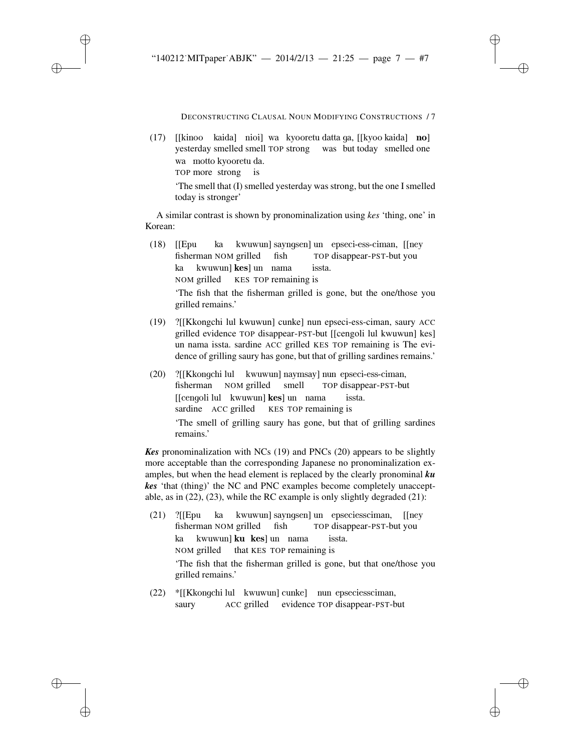(17) [[kinoo kaida] nioi] wa kyooretu datta ga, [[kyoo kaida] **no**]
yesterday smelled smell TOP strong was but today smelled one
wa motto kyooretu da.
TOP more strong is

'The smell that (I) smelled yesterday was strong, but the one I smelled today is stronger'

A similar contrast is shown by pronominalization using *kes* 'thing, one' in Korean:

(18) [[Epu ka kwuwun] sayngsen] un epseci-ess-ciman, [[ney
fisherman NOM grilled fish TOP disappear-PST-but you
ka kwuwun] **kes**] un nama issta.
NOM grilled KES TOP remaining is

'The fish that the fisherman grilled is gone, but the one/those you grilled remains.'

(19) ?[[Kkongchi lul kwuwun] cunke] nun epseci-ess-ciman, saury ACC grilled evidence TOP disappear-PST-but [[cengoli lul kwuwun] kes] un nama issta. sardine ACC grilled KES TOP remaining is The evidence of grilling saury has gone, but that of grilling sardines remains.'

(20) ?[[Kkongchi lul kwuwun] naymsay] nun epseci-ess-ciman,
fisherman NOM grilled smell TOP disappear-PST-but
[[cengoli lul kwuwun] **kes**] un nama issta.
sardine ACC grilled KES TOP remaining is

'The smell of grilling saury has gone, but that of grilling sardines remains.'

***Kes*** pronominalization with NCs (19) and PNCs (20) appears to be slightly more acceptable than the corresponding Japanese no pronominalization examples, but when the head element is replaced by the clearly pronominal ***ku kes*** 'that (thing)' the NC and PNC examples become completely unacceptable, as in (22), (23), while the RC example is only slightly degraded (21):

(21) ?[[Epu ka kwuwun] sayngsen] un epseciessciman, [[ney
fisherman NOM grilled fish TOP disappear-PST-but you
ka kwuwun] **ku kes**] un nama issta.
NOM grilled that KES TOP remaining is

'The fish that the fisherman grilled is gone, but that one/those you grilled remains.'

(22) *[[Kkongchi lul kwuwun] cunke] nun epseciessciman,
saury ACC grilled evidence TOP disappear-PST-but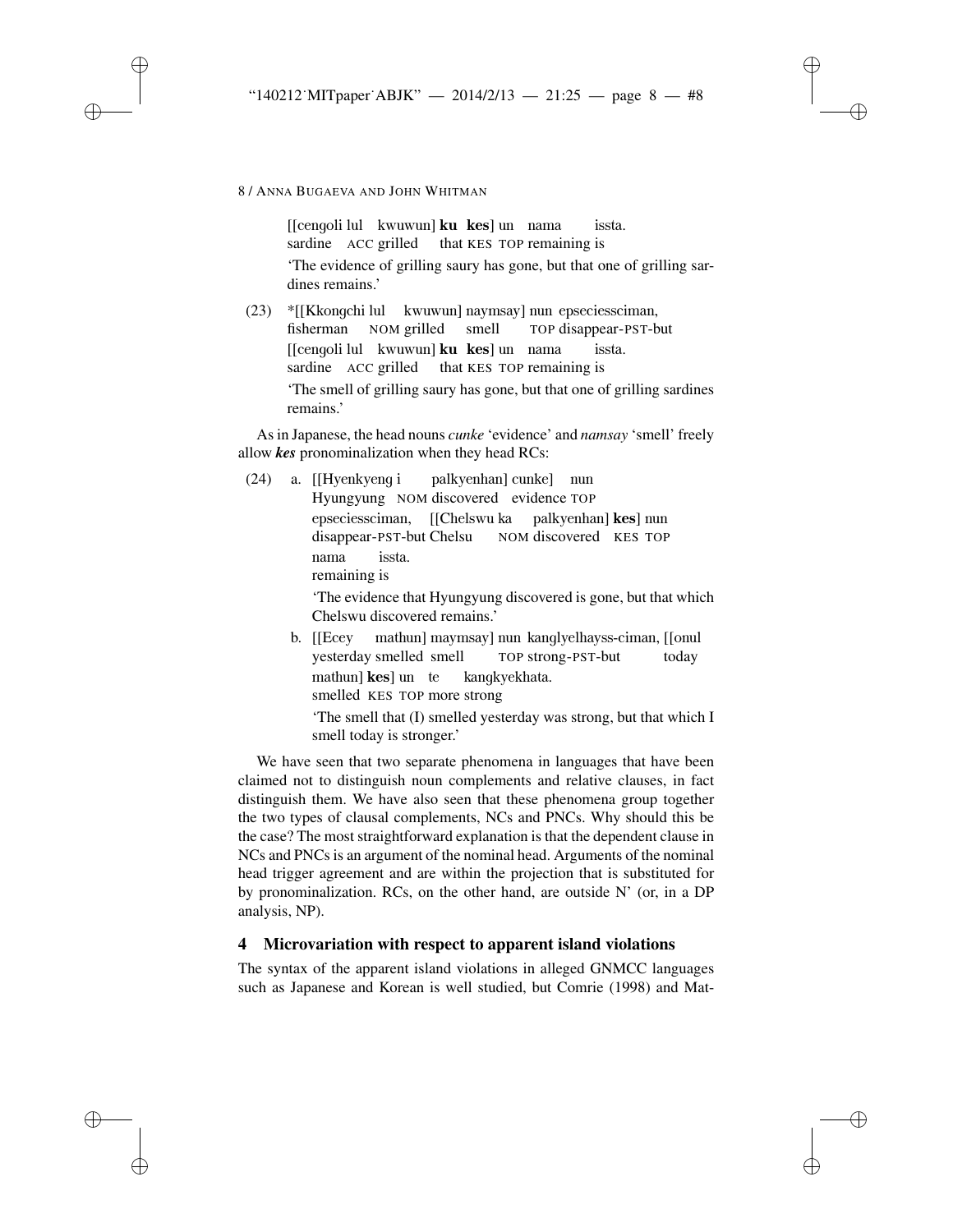[[cengoli lul kwuwun] **ku kes**] un nama issta.
sardine ACC grilled that KES TOP remaining is

'The evidence of grilling saury has gone, but that one of grilling sardines remains.'

(23) *[[Kkongchi lul kwuwun] naymsay] nun epseciessciman,
fisherman NOM grilled smell TOP disappear-PST-but
[[cengoli lul kwuwun] **ku kes**] un nama issta.
sardine ACC grilled that KES TOP remaining is

'The smell of grilling saury has gone, but that one of grilling sardines remains.'

As in Japanese, the head nouns *cunke* 'evidence' and *namsay* 'smell' freely allow ***kes*** pronominalization when they head RCs:

(24) a. [[Hyenkyeng i palkyenhan] cunke] nun
Hyungyung NOM discovered evidence TOP
epseciessciman, [[Chelswu ka palkyenhan] **kes**] nun
disappear-PST-but Chelsu NOM discovered KES TOP
nama issta.
remaining is

'The evidence that Hyungyung discovered is gone, but that which Chelswu discovered remains.'

b. [[Ecey mathun] maymsay] nun kanglyelhayss-ciman, [[onul
yesterday smelled smell TOP strong-PST-but today
mathun] **kes**] un te kangkyekhata.
smelled KES TOP more strong

'The smell that (I) smelled yesterday was strong, but that which I smell today is stronger.'

We have seen that two separate phenomena in languages that have been claimed not to distinguish noun complements and relative clauses, in fact distinguish them. We have also seen that these phenomena group together the two types of clausal complements, NCs and PNCs. Why should this be the case? The most straightforward explanation is that the dependent clause in NCs and PNCs is an argument of the nominal head. Arguments of the nominal head trigger agreement and are within the projection that is substituted for by pronominalization. RCs, on the other hand, are outside N' (or, in a DP analysis, NP).

## 4 Microvariation with respect to apparent island violations

The syntax of the apparent island violations in alleged GNMCC languages such as Japanese and Korean is well studied, but Comrie (1998) and Mat-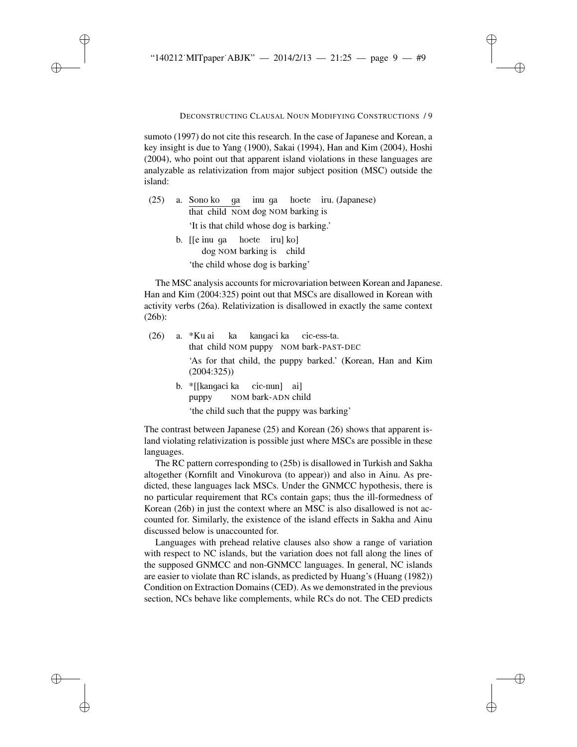sumoto (1997) do not cite this research. In the case of Japanese and Korean, a key insight is due to Yang (1900), Sakai (1994), Han and Kim (2004), Hoshi (2004), who point out that apparent island violations in these languages are analyzable as relativization from major subject position (MSC) outside the island:

(25) a. Sono ko ga inu ga hoete iru. (Japanese)
that child NOM dog NOM barking is
'It is that child whose dog is barking.'

b. [[e inu ga hoete iru] ko]
dog NOM barking is child
'the child whose dog is barking'

The MSC analysis accounts for microvariation between Korean and Japanese. Han and Kim (2004:325) point out that MSCs are disallowed in Korean with activity verbs (26a). Relativization is disallowed in exactly the same context (26b):

(26) a. *Ku ai ka kangaci ka cic-ess-ta.
that child NOM puppy NOM bark-PAST-DEC
'As for that child, the puppy barked.' (Korean, Han and Kim (2004:325))

b. *[[kangaci ka cic-nun] ai]
puppy NOM bark-ADN child
'the child such that the puppy was barking'

The contrast between Japanese (25) and Korean (26) shows that apparent island violating relativization is possible just where MSCs are possible in these languages.

The RC pattern corresponding to (25b) is disallowed in Turkish and Sakha altogether (Kornfilt and Vinokurova (to appear)) and also in Ainu. As predicted, these languages lack MSCs. Under the GNMCC hypothesis, there is no particular requirement that RCs contain gaps; thus the ill-formedness of Korean (26b) in just the context where an MSC is also disallowed is not accounted for. Similarly, the existence of the island effects in Sakha and Ainu discussed below is unaccounted for.

Languages with prehead relative clauses also show a range of variation with respect to NC islands, but the variation does not fall along the lines of the supposed GNMCC and non-GNMCC languages. In general, NC islands are easier to violate than RC islands, as predicted by Huang's (Huang (1982)) Condition on Extraction Domains (CED). As we demonstrated in the previous section, NCs behave like complements, while RCs do not. The CED predicts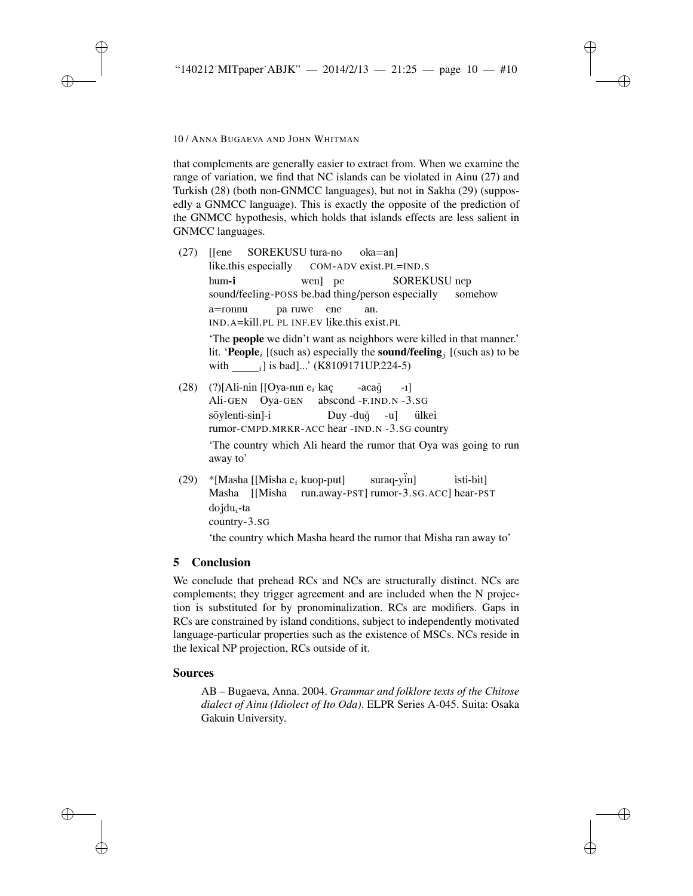that complements are generally easier to extract from. When we examine the range of variation, we find that NC islands can be violated in Ainu (27) and Turkish (28) (both non-GNMCC languages), but not in Sakha (29) (supposedly a GNMCC language). This is exactly the opposite of the prediction of the GNMCC hypothesis, which holds that islands effects are less salient in GNMCC languages.

(27) [[ene SOREKUSU tura-no oka=an]
like.this especially COM-ADV exist.PL=IND.S
hum-**i** wen] pe SOREKUSU nep
sound/feeling-POSS be.bad thing/person especially somehow
a=ronnu pa ruwe ene an.
IND.A=kill.PL PL INF.EV like.this exist.PL

'The **people** we didn't want as neighbors were killed in that manner.'
lit. '**People**$_i$ [(such as) especially the **sound/feeling**$_j$ [(such as) to be with \_\_\_\_\_$_i$] is bad]...' (K8109171UP.224-5)

(28) (?)[Ali-nin [[Oya-nın $e_i$ kaç -acağ -ı]
Ali-GEN Oya-GEN abscond -F.IND.N -3.SG
söylenti-sin]-i Duy -duğ -u] ülkei
rumor-CMPD.MRKR-ACC hear -IND.N -3.SG country

'The country which Ali heard the rumor that Oya was going to run away to'

(29) *[Masha [[Misha $e_i$ kuop-put] suraq-ÿïn] isti-bit]
Masha [[Misha run.away-PST] rumor-3.SG.ACC] hear-PST
dojdu$_i$-ta
country-3.SG

'the country which Masha heard the rumor that Misha ran away to'

## 5 Conclusion

We conclude that prehead RCs and NCs are structurally distinct. NCs are complements; they trigger agreement and are included when the N projection is substituted for by pronominalization. RCs are modifiers. Gaps in RCs are constrained by island conditions, subject to independently motivated language-particular properties such as the existence of MSCs. NCs reside in the lexical NP projection, RCs outside of it.

## Sources

AB – Bugaeva, Anna. 2004. *Grammar and folklore texts of the Chitose dialect of Ainu (Idiolect of Ito Oda)*. ELPR Series A-045. Suita: Osaka Gakuin University.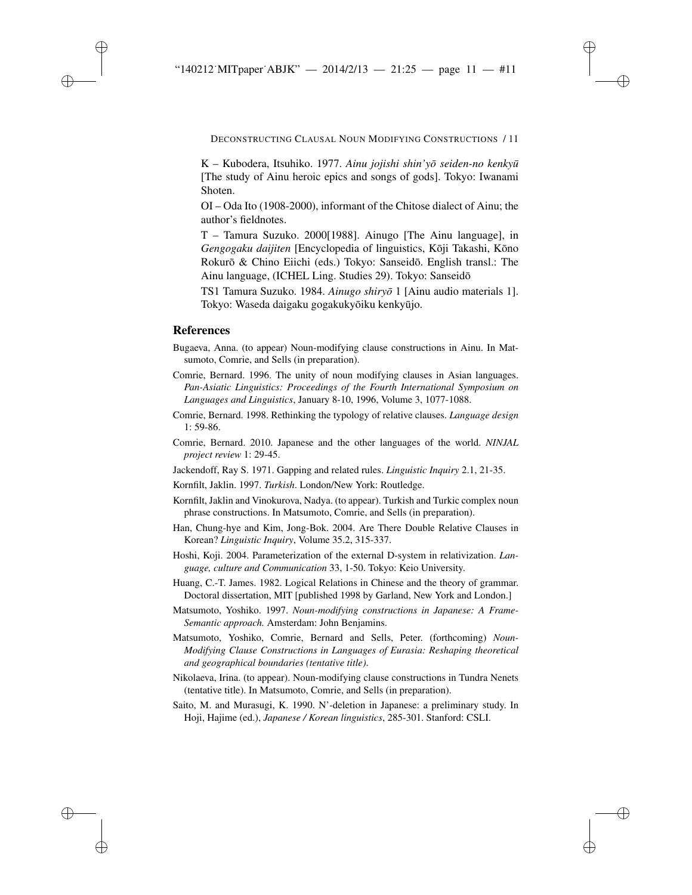K – Kubodera, Itsuhiko. 1977. *Ainu jojishi shin'yō seiden-no kenkyū* [The study of Ainu heroic epics and songs of gods]. Tokyo: Iwanami Shoten.

OI – Oda Ito (1908-2000), informant of the Chitose dialect of Ainu; the author's fieldnotes.

T – Tamura Suzuko. 2000[1988]. Ainugo [The Ainu language], in *Gengogaku daijiten* [Encyclopedia of linguistics, Kōji Takashi, Kōno Rokurō & Chino Eiichi (eds.) Tokyo: Sanseidō. English transl.: The Ainu language, (ICHEL Ling. Studies 29). Tokyo: Sanseidō

TS1 Tamura Suzuko. 1984. *Ainugo shiryō* 1 [Ainu audio materials 1]. Tokyo: Waseda daigaku gogakukyōiku kenkyūjo.

## References

Bugaeva, Anna. (to appear) Noun-modifying clause constructions in Ainu. In Matsumoto, Comrie, and Sells (in preparation).

Comrie, Bernard. 1996. The unity of noun modifying clauses in Asian languages. *Pan-Asiatic Linguistics: Proceedings of the Fourth International Symposium on Languages and Linguistics*, January 8-10, 1996, Volume 3, 1077-1088.

Comrie, Bernard. 1998. Rethinking the typology of relative clauses. *Language design* 1: 59-86.

Comrie, Bernard. 2010. Japanese and the other languages of the world. *NINJAL project review* 1: 29-45.

Jackendoff, Ray S. 1971. Gapping and related rules. *Linguistic Inquiry* 2.1, 21-35.

Kornfilt, Jaklin. 1997. *Turkish*. London/New York: Routledge.

Kornfilt, Jaklin and Vinokurova, Nadya. (to appear). Turkish and Turkic complex noun phrase constructions. In Matsumoto, Comrie, and Sells (in preparation).

Han, Chung-hye and Kim, Jong-Bok. 2004. Are There Double Relative Clauses in Korean? *Linguistic Inquiry*, Volume 35.2, 315-337.

Hoshi, Koji. 2004. Parameterization of the external D-system in relativization. *Language, culture and Communication* 33, 1-50. Tokyo: Keio University.

Huang, C.-T. James. 1982. Logical Relations in Chinese and the theory of grammar. Doctoral dissertation, MIT [published 1998 by Garland, New York and London.]

Matsumoto, Yoshiko. 1997. *Noun-modifying constructions in Japanese: A Frame-Semantic approach.* Amsterdam: John Benjamins.

Matsumoto, Yoshiko, Comrie, Bernard and Sells, Peter. (forthcoming) *Noun-Modifying Clause Constructions in Languages of Eurasia: Reshaping theoretical and geographical boundaries (tentative title).*

Nikolaeva, Irina. (to appear). Noun-modifying clause constructions in Tundra Nenets (tentative title). In Matsumoto, Comrie, and Sells (in preparation).

Saito, M. and Murasugi, K. 1990. N'-deletion in Japanese: a preliminary study. In Hoji, Hajime (ed.), *Japanese / Korean linguistics*, 285-301. Stanford: CSLI.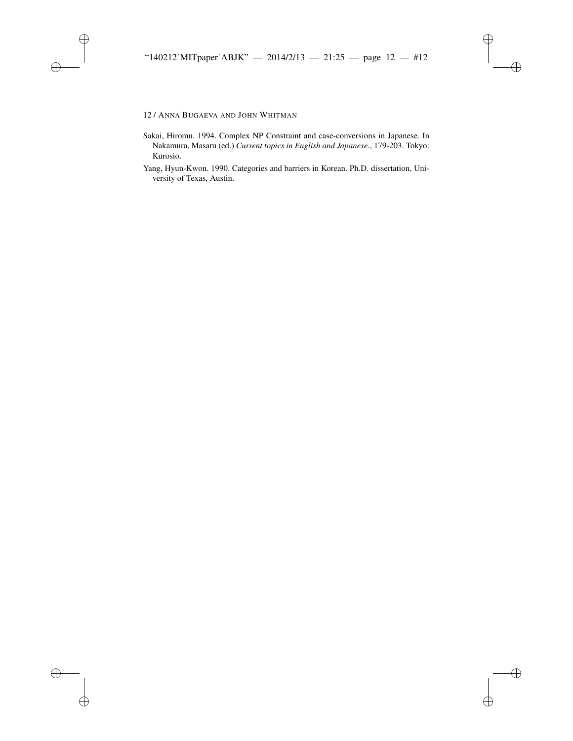Sakai, Hiromu. 1994. Complex NP Constraint and case-conversions in Japanese. In Nakamura, Masaru (ed.) *Current topics in English and Japanese*., 179-203. Tokyo: Kurosio.

Yang, Hyun-Kwon. 1990. Categories and barriers in Korean. Ph.D. dissertation, University of Texas, Austin.